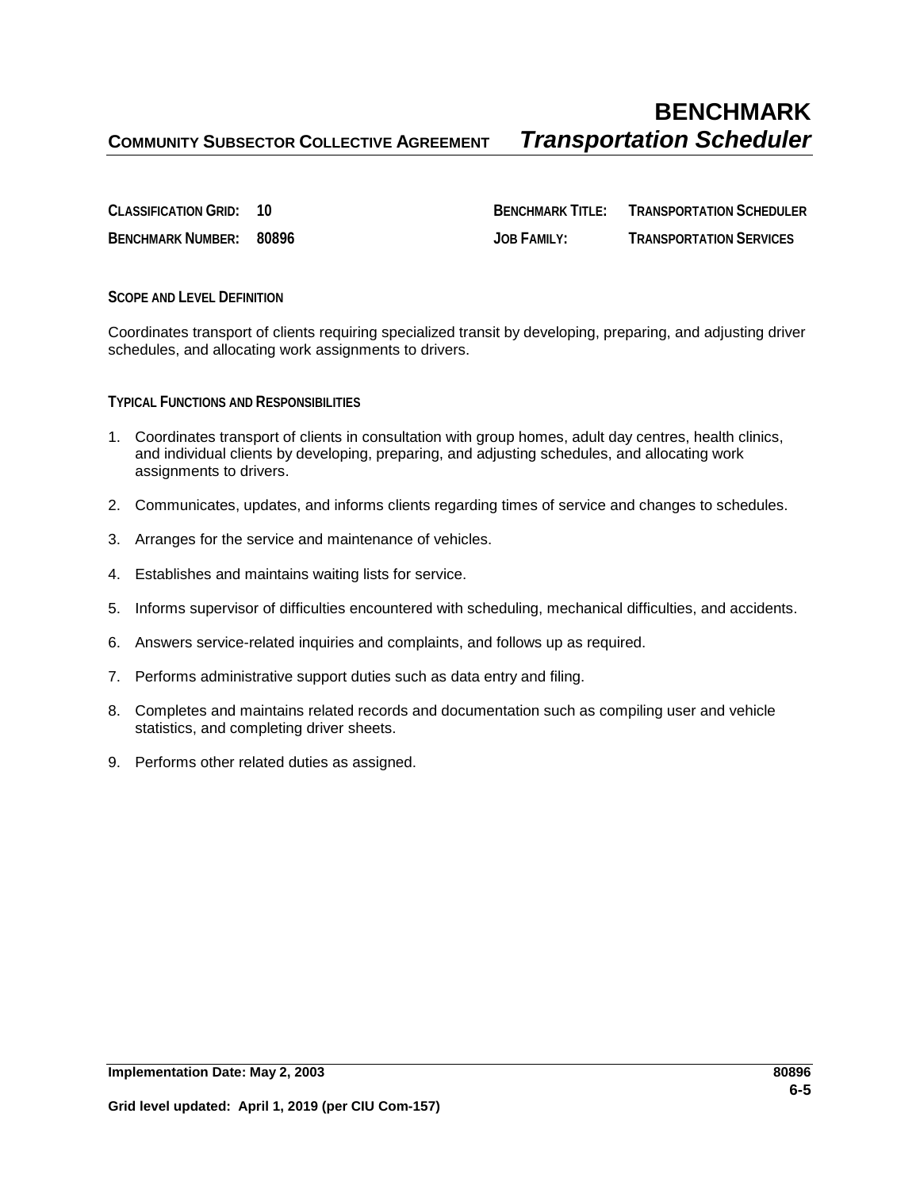# BENCHMARK

**COMMUNITY SUBSECTOR COLLECTIVE AGREEMENT** ***Transportation Scheduler***

| | | | |
|---|---|---|---|
| **CLASSIFICATION GRID:** | **10** | **BENCHMARK TITLE:** | **TRANSPORTATION SCHEDULER** |
| **BENCHMARK NUMBER:** | **80896** | **JOB FAMILY:** | **TRANSPORTATION SERVICES** |

## SCOPE AND LEVEL DEFINITION

Coordinates transport of clients requiring specialized transit by developing, preparing, and adjusting driver schedules, and allocating work assignments to drivers.

## TYPICAL FUNCTIONS AND RESPONSIBILITIES

1. Coordinates transport of clients in consultation with group homes, adult day centres, health clinics, and individual clients by developing, preparing, and adjusting schedules, and allocating work assignments to drivers.
2. Communicates, updates, and informs clients regarding times of service and changes to schedules.
3. Arranges for the service and maintenance of vehicles.
4. Establishes and maintains waiting lists for service.
5. Informs supervisor of difficulties encountered with scheduling, mechanical difficulties, and accidents.
6. Answers service-related inquiries and complaints, and follows up as required.
7. Performs administrative support duties such as data entry and filing.
8. Completes and maintains related records and documentation such as compiling user and vehicle statistics, and completing driver sheets.
9. Performs other related duties as assigned.

**Implementation Date: May 2, 2003** **80896**

**Grid level updated: April 1, 2019 (per CIU Com-157)**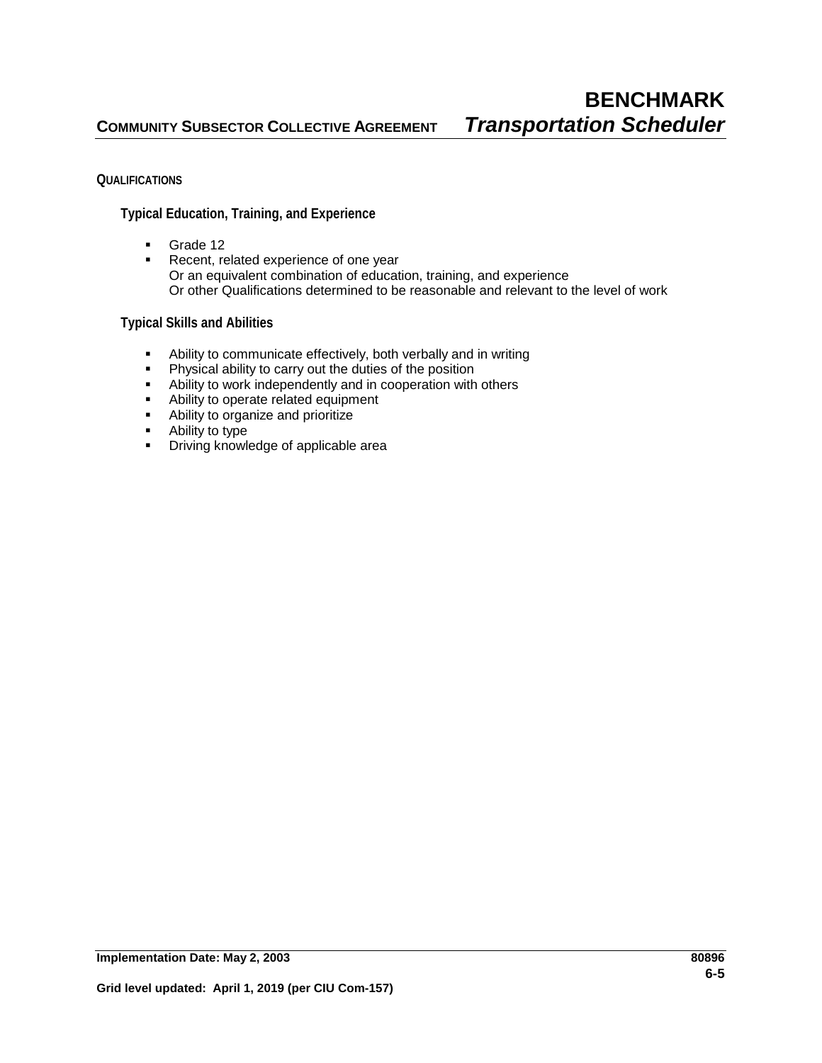## QUALIFICATIONS

### Typical Education, Training, and Experience

- Grade 12
- Recent, related experience of one year
  Or an equivalent combination of education, training, and experience
  Or other Qualifications determined to be reasonable and relevant to the level of work

### Typical Skills and Abilities

- Ability to communicate effectively, both verbally and in writing
- Physical ability to carry out the duties of the position
- Ability to work independently and in cooperation with others
- Ability to operate related equipment
- Ability to organize and prioritize
- Ability to type
- Driving knowledge of applicable area